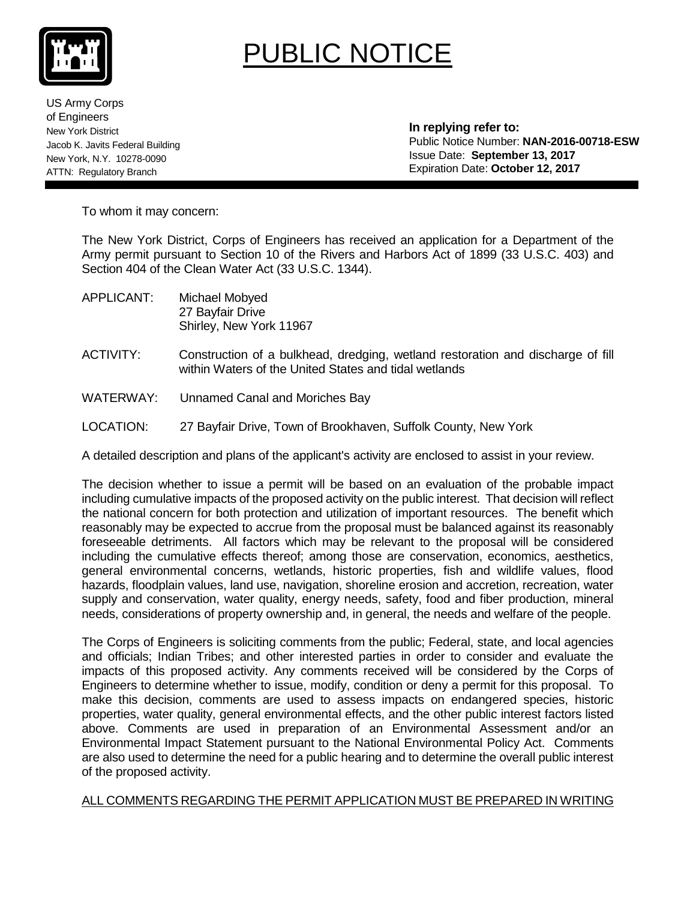# PUBLIC NOTICE

US Army Corps
of Engineers
New York District
Jacob K. Javits Federal Building
New York, N.Y. 10278-0090
ATTN: Regulatory Branch

**In replying refer to:**
Public Notice Number: **NAN-2016-00718-ESW**
Issue Date: **September 13, 2017**
Expiration Date: **October 12, 2017**

To whom it may concern:

The New York District, Corps of Engineers has received an application for a Department of the Army permit pursuant to Section 10 of the Rivers and Harbors Act of 1899 (33 U.S.C. 403) and Section 404 of the Clean Water Act (33 U.S.C. 1344).

APPLICANT: Michael Mobyed
27 Bayfair Drive
Shirley, New York 11967

ACTIVITY: Construction of a bulkhead, dredging, wetland restoration and discharge of fill within Waters of the United States and tidal wetlands

WATERWAY: Unnamed Canal and Moriches Bay

LOCATION: 27 Bayfair Drive, Town of Brookhaven, Suffolk County, New York

A detailed description and plans of the applicant's activity are enclosed to assist in your review.

The decision whether to issue a permit will be based on an evaluation of the probable impact including cumulative impacts of the proposed activity on the public interest. That decision will reflect the national concern for both protection and utilization of important resources. The benefit which reasonably may be expected to accrue from the proposal must be balanced against its reasonably foreseeable detriments. All factors which may be relevant to the proposal will be considered including the cumulative effects thereof; among those are conservation, economics, aesthetics, general environmental concerns, wetlands, historic properties, fish and wildlife values, flood hazards, floodplain values, land use, navigation, shoreline erosion and accretion, recreation, water supply and conservation, water quality, energy needs, safety, food and fiber production, mineral needs, considerations of property ownership and, in general, the needs and welfare of the people.

The Corps of Engineers is soliciting comments from the public; Federal, state, and local agencies and officials; Indian Tribes; and other interested parties in order to consider and evaluate the impacts of this proposed activity. Any comments received will be considered by the Corps of Engineers to determine whether to issue, modify, condition or deny a permit for this proposal. To make this decision, comments are used to assess impacts on endangered species, historic properties, water quality, general environmental effects, and the other public interest factors listed above. Comments are used in preparation of an Environmental Assessment and/or an Environmental Impact Statement pursuant to the National Environmental Policy Act. Comments are also used to determine the need for a public hearing and to determine the overall public interest of the proposed activity.

ALL COMMENTS REGARDING THE PERMIT APPLICATION MUST BE PREPARED IN WRITING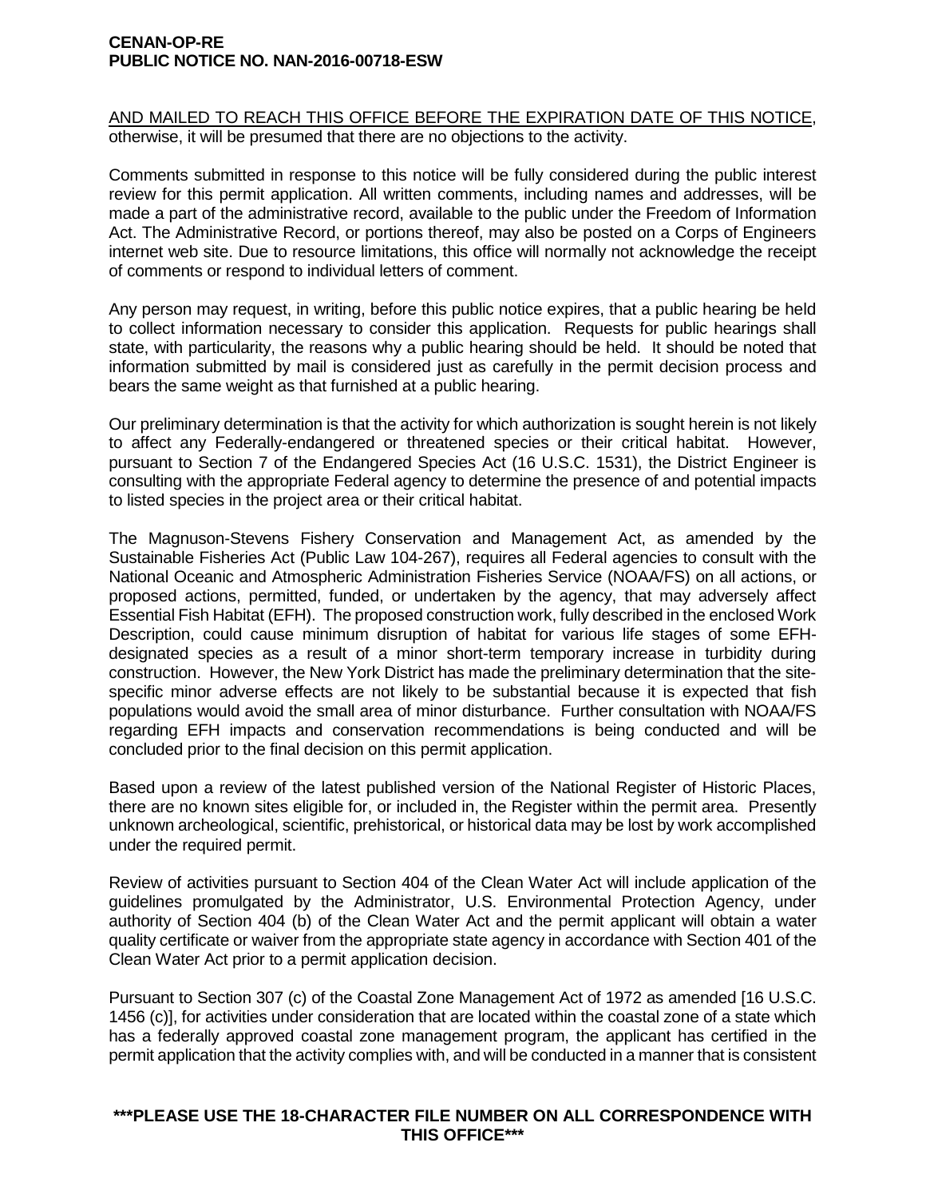AND MAILED TO REACH THIS OFFICE BEFORE THE EXPIRATION DATE OF THIS NOTICE, otherwise, it will be presumed that there are no objections to the activity.

Comments submitted in response to this notice will be fully considered during the public interest review for this permit application. All written comments, including names and addresses, will be made a part of the administrative record, available to the public under the Freedom of Information Act. The Administrative Record, or portions thereof, may also be posted on a Corps of Engineers internet web site. Due to resource limitations, this office will normally not acknowledge the receipt of comments or respond to individual letters of comment.

Any person may request, in writing, before this public notice expires, that a public hearing be held to collect information necessary to consider this application. Requests for public hearings shall state, with particularity, the reasons why a public hearing should be held. It should be noted that information submitted by mail is considered just as carefully in the permit decision process and bears the same weight as that furnished at a public hearing.

Our preliminary determination is that the activity for which authorization is sought herein is not likely to affect any Federally-endangered or threatened species or their critical habitat. However, pursuant to Section 7 of the Endangered Species Act (16 U.S.C. 1531), the District Engineer is consulting with the appropriate Federal agency to determine the presence of and potential impacts to listed species in the project area or their critical habitat.

The Magnuson-Stevens Fishery Conservation and Management Act, as amended by the Sustainable Fisheries Act (Public Law 104-267), requires all Federal agencies to consult with the National Oceanic and Atmospheric Administration Fisheries Service (NOAA/FS) on all actions, or proposed actions, permitted, funded, or undertaken by the agency, that may adversely affect Essential Fish Habitat (EFH). The proposed construction work, fully described in the enclosed Work Description, could cause minimum disruption of habitat for various life stages of some EFH-designated species as a result of a minor short-term temporary increase in turbidity during construction. However, the New York District has made the preliminary determination that the site-specific minor adverse effects are not likely to be substantial because it is expected that fish populations would avoid the small area of minor disturbance. Further consultation with NOAA/FS regarding EFH impacts and conservation recommendations is being conducted and will be concluded prior to the final decision on this permit application.

Based upon a review of the latest published version of the National Register of Historic Places, there are no known sites eligible for, or included in, the Register within the permit area. Presently unknown archeological, scientific, prehistorical, or historical data may be lost by work accomplished under the required permit.

Review of activities pursuant to Section 404 of the Clean Water Act will include application of the guidelines promulgated by the Administrator, U.S. Environmental Protection Agency, under authority of Section 404 (b) of the Clean Water Act and the permit applicant will obtain a water quality certificate or waiver from the appropriate state agency in accordance with Section 401 of the Clean Water Act prior to a permit application decision.

Pursuant to Section 307 (c) of the Coastal Zone Management Act of 1972 as amended [16 U.S.C. 1456 (c)], for activities under consideration that are located within the coastal zone of a state which has a federally approved coastal zone management program, the applicant has certified in the permit application that the activity complies with, and will be conducted in a manner that is consistent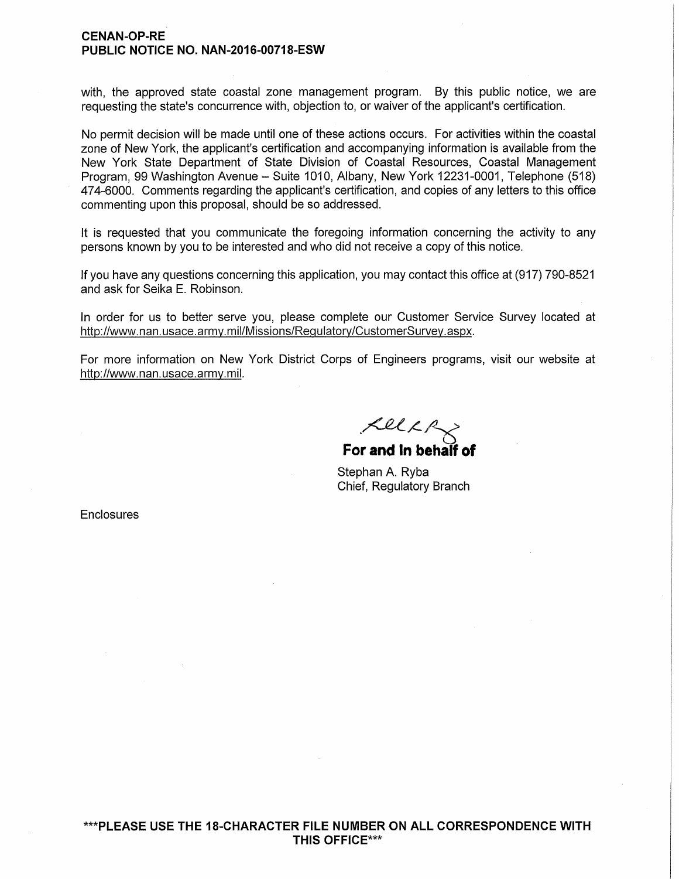with, the approved state coastal zone management program. By this public notice, we are requesting the state's concurrence with, objection to, or waiver of the applicant's certification.

No permit decision will be made until one of these actions occurs. For activities within the coastal zone of New York, the applicant's certification and accompanying information is available from the New York State Department of State Division of Coastal Resources, Coastal Management Program, 99 Washington Avenue – Suite 1010, Albany, New York 12231-0001, Telephone (518) 474-6000. Comments regarding the applicant's certification, and copies of any letters to this office commenting upon this proposal, should be so addressed.

It is requested that you communicate the foregoing information concerning the activity to any persons known by you to be interested and who did not receive a copy of this notice.

If you have any questions concerning this application, you may contact this office at (917) 790-8521 and ask for Seika E. Robinson.

In order for us to better serve you, please complete our Customer Service Survey located at http://www.nan.usace.army.mil/Missions/Regulatory/CustomerSurvey.aspx.

For more information on New York District Corps of Engineers programs, visit our website at http://www.nan.usace.army.mil.

**For and In behalf of**

Stephan A. Ryba
Chief, Regulatory Branch

Enclosures

**\*\*\*PLEASE USE THE 18-CHARACTER FILE NUMBER ON ALL CORRESPONDENCE WITH THIS OFFICE\*\*\***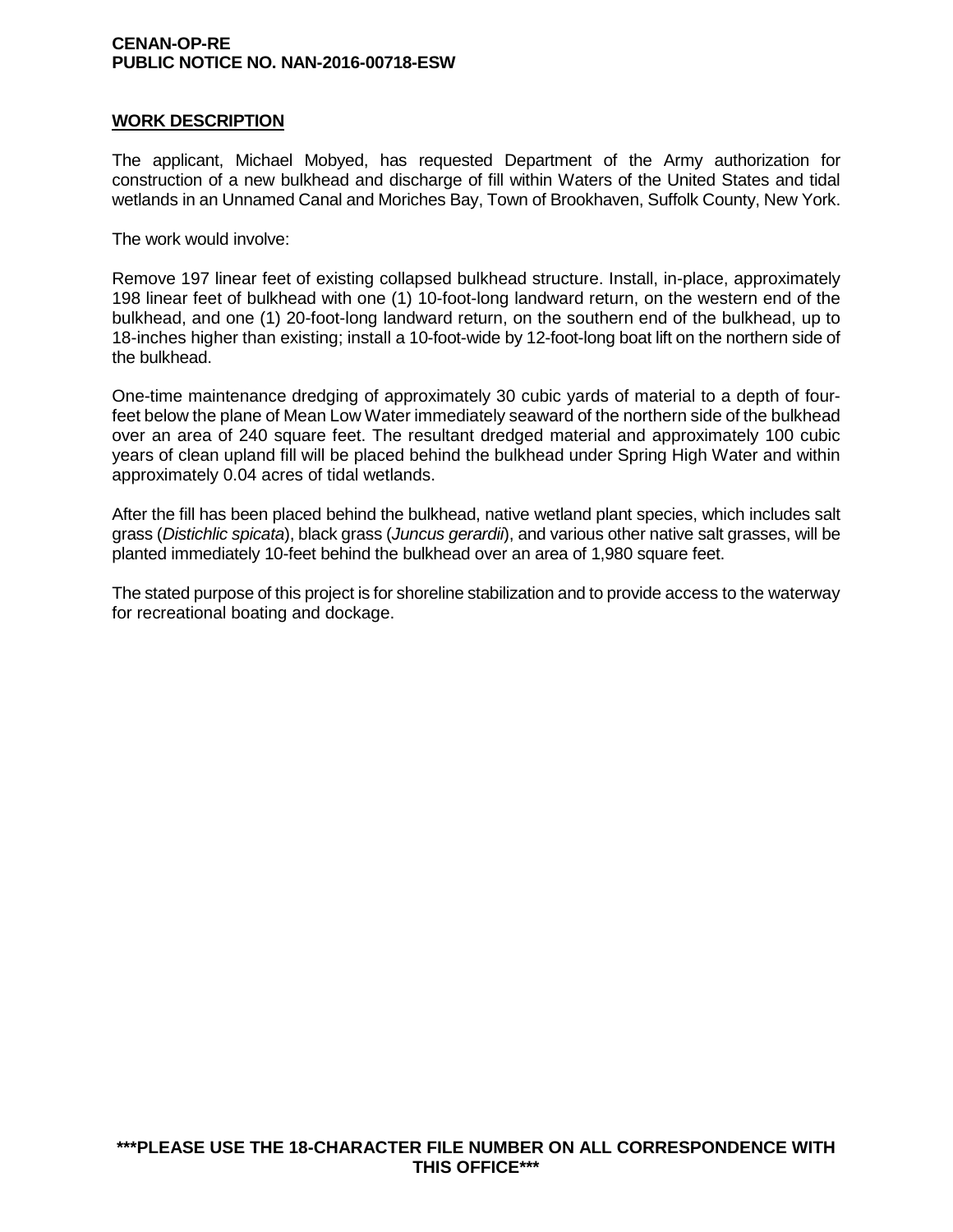## WORK DESCRIPTION

The applicant, Michael Mobyed, has requested Department of the Army authorization for construction of a new bulkhead and discharge of fill within Waters of the United States and tidal wetlands in an Unnamed Canal and Moriches Bay, Town of Brookhaven, Suffolk County, New York.

The work would involve:

Remove 197 linear feet of existing collapsed bulkhead structure. Install, in-place, approximately 198 linear feet of bulkhead with one (1) 10-foot-long landward return, on the western end of the bulkhead, and one (1) 20-foot-long landward return, on the southern end of the bulkhead, up to 18-inches higher than existing; install a 10-foot-wide by 12-foot-long boat lift on the northern side of the bulkhead.

One-time maintenance dredging of approximately 30 cubic yards of material to a depth of four-feet below the plane of Mean Low Water immediately seaward of the northern side of the bulkhead over an area of 240 square feet. The resultant dredged material and approximately 100 cubic years of clean upland fill will be placed behind the bulkhead under Spring High Water and within approximately 0.04 acres of tidal wetlands.

After the fill has been placed behind the bulkhead, native wetland plant species, which includes salt grass (*Distichlic spicata*), black grass (*Juncus gerardii*), and various other native salt grasses, will be planted immediately 10-feet behind the bulkhead over an area of 1,980 square feet.

The stated purpose of this project is for shoreline stabilization and to provide access to the waterway for recreational boating and dockage.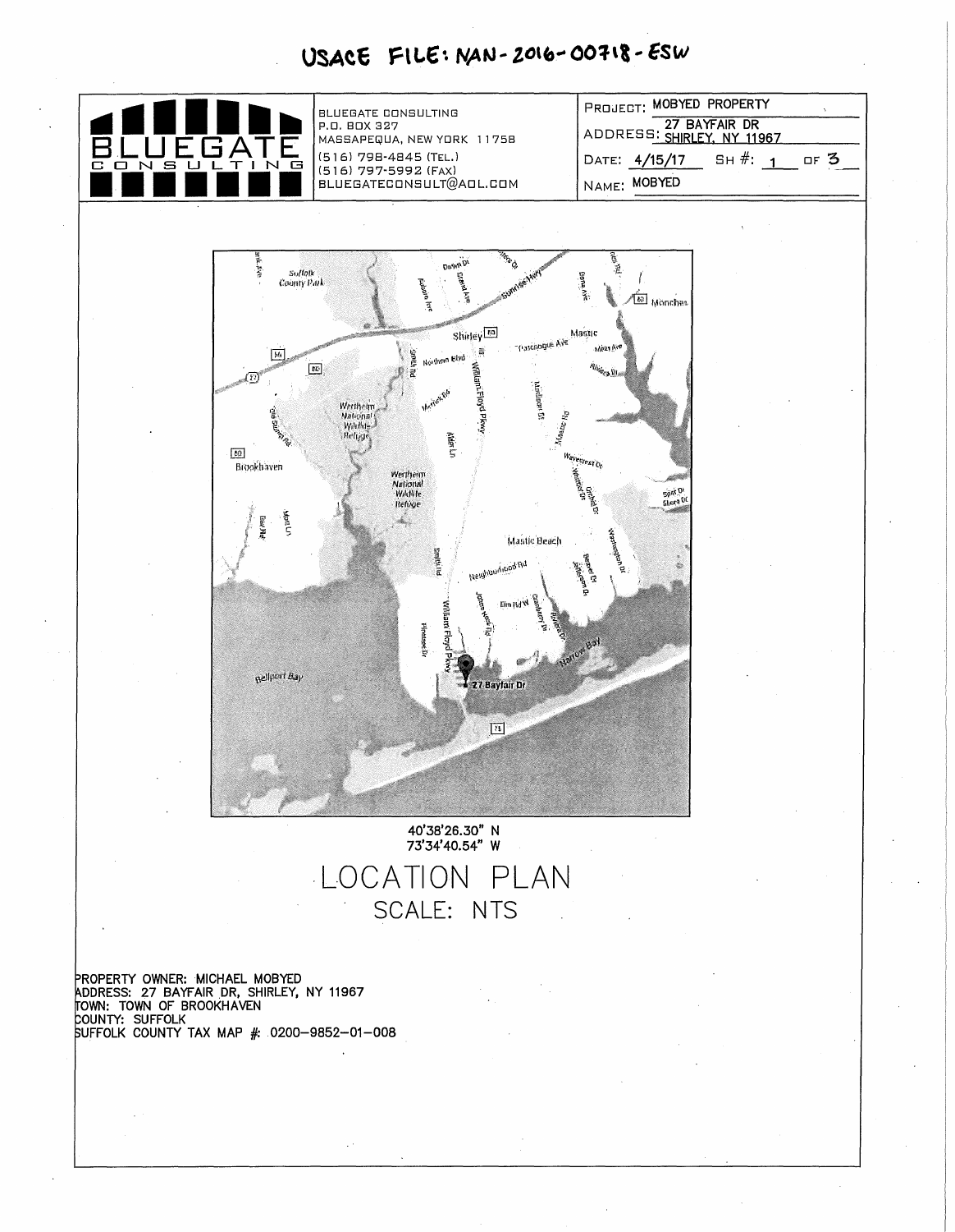USACE FILE: NAN-2016-00718-ESW

BLUEGATE CONSULTING

BLUEGATE CONSULTING
P.O. BOX 327
MASSAPEQUA, NEW YORK 11758
(516) 798-4845 (TEL.)
(516) 797-5992 (FAX)
BLUEGATECONSULT@AOL.COM

PROJECT: MOBYED PROPERTY
ADDRESS: 27 BAYFAIR DR SHIRLEY, NY 11967
DATE: 4/15/17 SH #: 1 OF 3
NAME: MOBYED

40'38'26.30" N
73'34'40.54" W

# LOCATION PLAN

## SCALE: NTS

PROPERTY OWNER: MICHAEL MOBYED
ADDRESS: 27 BAYFAIR DR, SHIRLEY, NY 11967
TOWN: TOWN OF BROOKHAVEN
COUNTY: SUFFOLK
SUFFOLK COUNTY TAX MAP #: 0200-9852-01-008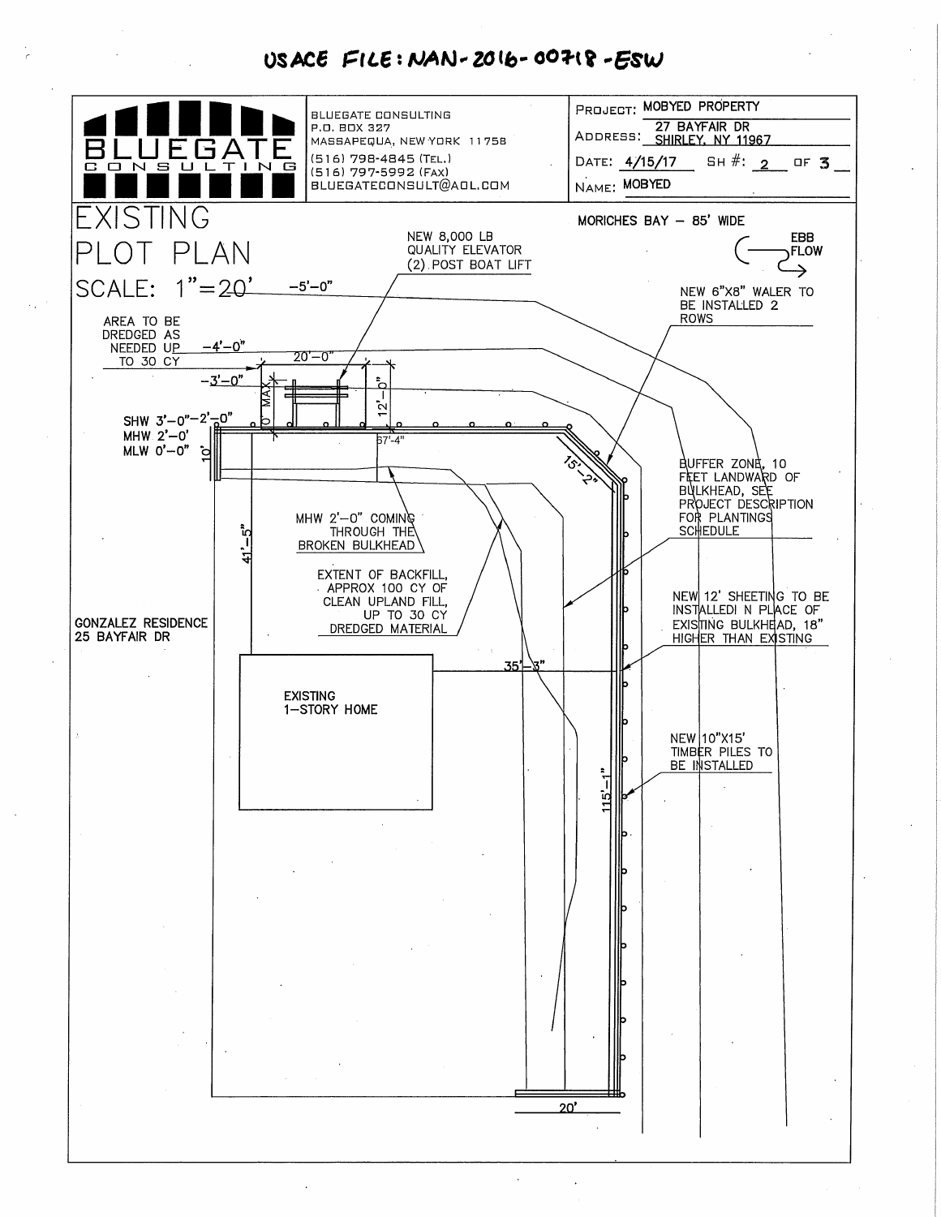USACE FILE: NAN-2016-00718-ESW

| BLUEGATE CONSULTING | BLUEGATE CONSULTING<br>P.O. BOX 327<br>MASSAPEQUA, NEW YORK 11758<br>(516) 798-4845 (TEL.)<br>(516) 797-5992 (FAX)<br>BLUEGATECONSULT@AOL.COM | PROJECT: MOBYED PROPERTY<br>ADDRESS: 27 BAYFAIR DR SHIRLEY, NY 11967<br>DATE: 4/15/17 SH #: 2 OF 3<br>NAME: MOBYED |
|---|---|---|

# EXISTING PLOT PLAN

SCALE: 1"=20'

MORICHES BAY – 85' WIDE

EBB FLOW

NEW 8,000 LB QUALITY ELEVATOR (2) POST BOAT LIFT

NEW 6"X8" WALER TO BE INSTALLED 2 ROWS

AREA TO BE DREDGED AS NEEDED UP TO 30 CY

-5'-0"

-4'-0"

-3'-0"

20'-0"

12'-0"

10' MAX

SHW 3'-0"-2'-0"
MHW 2'-0'
MLW 0'-0"

10'

67'-4"

15'-2"

BUFFER ZONE, 10 FEET LANDWARD OF BULKHEAD, SEE PROJECT DESCRIPTION FOR PLANTINGS SCHEDULE

MHW 2'-0" COMING THROUGH THE BROKEN BULKHEAD

41'-5"

EXTENT OF BACKFILL, APPROX 100 CY OF CLEAN UPLAND FILL, UP TO 30 CY DREDGED MATERIAL

NEW 12' SHEETING TO BE INSTALLED IN PLACE OF EXISTING BULKHEAD, 18" HIGHER THAN EXISTING

GONZALEZ RESIDENCE
25 BAYFAIR DR

35'-3"

EXISTING 1-STORY HOME

NEW 10"X15' TIMBER PILES TO BE INSTALLED

115'-1"

20'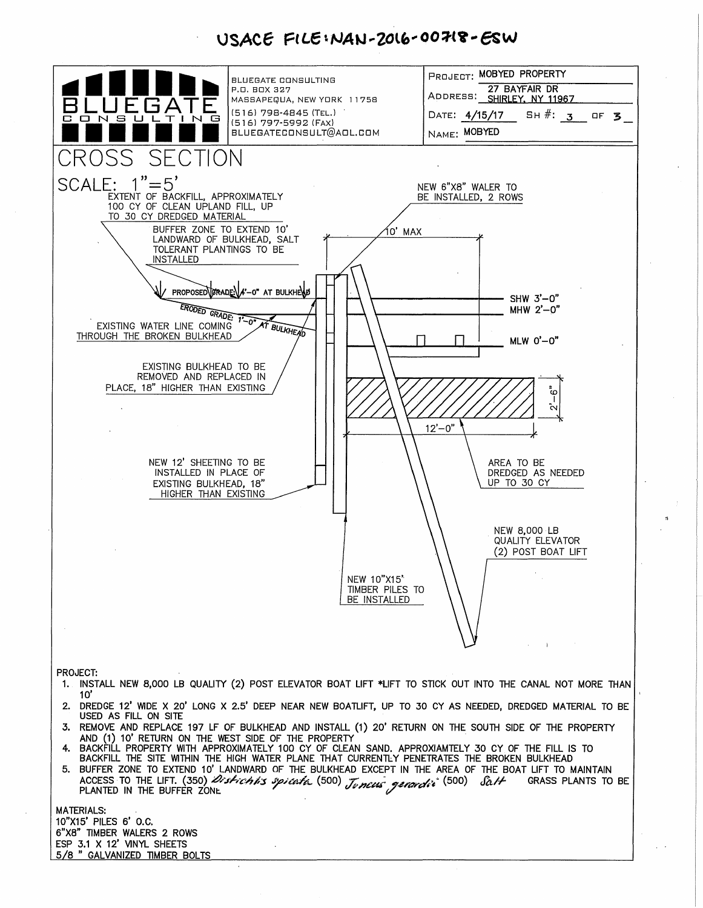USACE FILE: NAN-2016-00718-ESW

BLUEGATE CONSULTING
P.O. BOX 327
MASSAPEQUA, NEW YORK 11758
(516) 798-4845 (TEL.)
(516) 797-5992 (FAX)
BLUEGATECONSULT@AOL.COM

PROJECT: MOBYED PROPERTY
ADDRESS: 27 BAYFAIR DR SHIRLEY, NY 11967
DATE: 4/15/17 SH #: 3 OF 3
NAME: MOBYED

# CROSS SECTION

SCALE: 1"=5'

EXTENT OF BACKFILL, APPROXIMATELY 100 CY OF CLEAN UPLAND FILL, UP TO 30 CY DREDGED MATERIAL

BUFFER ZONE TO EXTEND 10' LANDWARD OF BULKHEAD, SALT TOLERANT PLANTINGS TO BE INSTALLED

PROPOSED GRADE: 4'-0" AT BULKHEAD

ERODED GRADE: 1'-0" AT BULKHEAD

EXISTING WATER LINE COMING THROUGH THE BROKEN BULKHEAD

EXISTING BULKHEAD TO BE REMOVED AND REPLACED IN PLACE, 18" HIGHER THAN EXISTING

NEW 12' SHEETING TO BE INSTALLED IN PLACE OF EXISTING BULKHEAD, 18" HIGHER THAN EXISTING

NEW 6"X8" WALER TO BE INSTALLED, 2 ROWS

10' MAX

SHW 3'-0"
MHW 2'-0"
MLW 0'-0"

2'-6"
12'-0"

AREA TO BE DREDGED AS NEEDED UP TO 30 CY

NEW 8,000 LB QUALITY ELEVATOR (2) POST BOAT LIFT

NEW 10"X15' TIMBER PILES TO BE INSTALLED

PROJECT:

1. INSTALL NEW 8,000 LB QUALITY (2) POST ELEVATOR BOAT LIFT *LIFT TO STICK OUT INTO THE CANAL NOT MORE THAN 10'
2. DREDGE 12' WIDE X 20' LONG X 2.5' DEEP NEAR NEW BOATLIFT, UP TO 30 CY AS NEEDED, DREDGED MATERIAL TO BE USED AS FILL ON SITE
3. REMOVE AND REPLACE 197 LF OF BULKHEAD AND INSTALL (1) 20' RETURN ON THE SOUTH SIDE OF THE PROPERTY AND (1) 10' RETURN ON THE WEST SIDE OF THE PROPERTY
4. BACKFILL PROPERTY WITH APPROXIMATELY 100 CY OF CLEAN SAND. APPROXIAMTELY 30 CY OF THE FILL IS TO BACKFILL THE SITE WITHIN THE HIGH WATER PLANE THAT CURRENTLY PENETRATES THE BROKEN BULKHEAD
5. BUFFER ZONE TO EXTEND 10' LANDWARD OF THE BULKHEAD EXCEPT IN THE AREA OF THE BOAT LIFT TO MAINTAIN ACCESS TO THE LIFT. (350) *Distichlis spicata* (500) *Juncus gerardii* (500) Salt GRASS PLANTS TO BE PLANTED IN THE BUFFER ZONE

MATERIALS:
10"X15' PILES 6' O.C.
6"X8" TIMBER WALERS 2 ROWS
ESP 3.1 X 12' VINYL SHEETS
5/8 " GALVANIZED TIMBER BOLTS